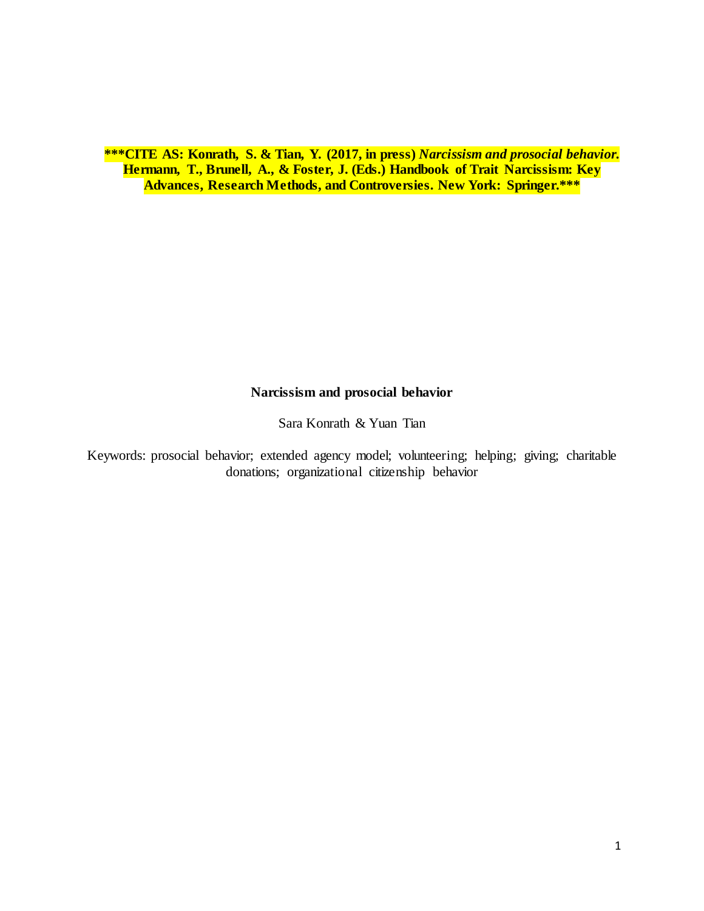**\*\*\*CITE AS: Konrath, S. & Tian, Y. (2017, in press) *Narcissism and prosocial behavior.* Hermann, T., Brunell, A., & Foster, J. (Eds.) Handbook of Trait Narcissism: Key Advances, Research Methods, and Controversies. New York: Springer.\*\*\***

# Narcissism and prosocial behavior

Sara Konrath & Yuan Tian

Keywords: prosocial behavior; extended agency model; volunteering; helping; giving; charitable donations; organizational citizenship behavior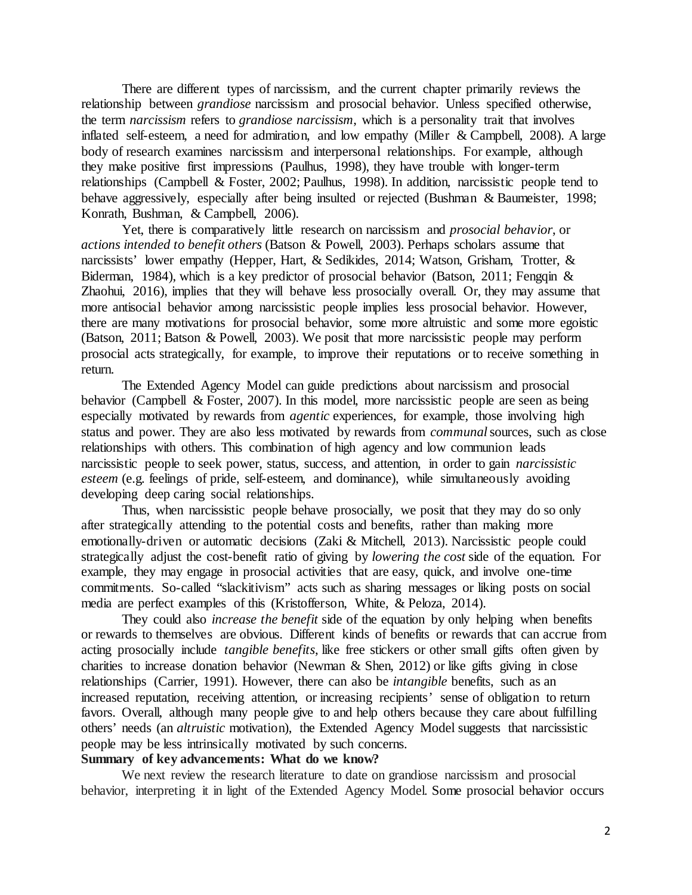There are different types of narcissism, and the current chapter primarily reviews the relationship between *grandiose* narcissism and prosocial behavior. Unless specified otherwise, the term *narcissism* refers to *grandiose narcissism*, which is a personality trait that involves inflated self-esteem, a need for admiration, and low empathy (Miller & Campbell, 2008). A large body of research examines narcissism and interpersonal relationships. For example, although they make positive first impressions (Paulhus, 1998), they have trouble with longer-term relationships (Campbell & Foster, 2002; Paulhus, 1998). In addition, narcissistic people tend to behave aggressively, especially after being insulted or rejected (Bushman & Baumeister, 1998; Konrath, Bushman, & Campbell, 2006).

Yet, there is comparatively little research on narcissism and *prosocial behavior*, or *actions intended to benefit others* (Batson & Powell, 2003). Perhaps scholars assume that narcissists' lower empathy (Hepper, Hart, & Sedikides, 2014; Watson, Grisham, Trotter, & Biderman, 1984), which is a key predictor of prosocial behavior (Batson, 2011; Fengqin & Zhaohui, 2016), implies that they will behave less prosocially overall. Or, they may assume that more antisocial behavior among narcissistic people implies less prosocial behavior. However, there are many motivations for prosocial behavior, some more altruistic and some more egoistic (Batson, 2011; Batson & Powell, 2003). We posit that more narcissistic people may perform prosocial acts strategically, for example, to improve their reputations or to receive something in return.

The Extended Agency Model can guide predictions about narcissism and prosocial behavior (Campbell & Foster, 2007). In this model, more narcissistic people are seen as being especially motivated by rewards from *agentic* experiences, for example, those involving high status and power. They are also less motivated by rewards from *communal* sources, such as close relationships with others. This combination of high agency and low communion leads narcissistic people to seek power, status, success, and attention, in order to gain *narcissistic esteem* (e.g. feelings of pride, self-esteem, and dominance), while simultaneously avoiding developing deep caring social relationships.

Thus, when narcissistic people behave prosocially, we posit that they may do so only after strategically attending to the potential costs and benefits, rather than making more emotionally-driven or automatic decisions (Zaki & Mitchell, 2013). Narcissistic people could strategically adjust the cost-benefit ratio of giving by *lowering the cost* side of the equation. For example, they may engage in prosocial activities that are easy, quick, and involve one-time commitments. So-called "slackitivism" acts such as sharing messages or liking posts on social media are perfect examples of this (Kristofferson, White, & Peloza, 2014).

They could also *increase the benefit* side of the equation by only helping when benefits or rewards to themselves are obvious. Different kinds of benefits or rewards that can accrue from acting prosocially include *tangible benefits*, like free stickers or other small gifts often given by charities to increase donation behavior (Newman & Shen, 2012) or like gifts giving in close relationships (Carrier, 1991). However, there can also be *intangible* benefits, such as an increased reputation, receiving attention, or increasing recipients' sense of obligation to return favors. Overall, although many people give to and help others because they care about fulfilling others' needs (an *altruistic* motivation), the Extended Agency Model suggests that narcissistic people may be less intrinsically motivated by such concerns.

**Summary of key advancements: What do we know?**

We next review the research literature to date on grandiose narcissism and prosocial behavior, interpreting it in light of the Extended Agency Model. Some prosocial behavior occurs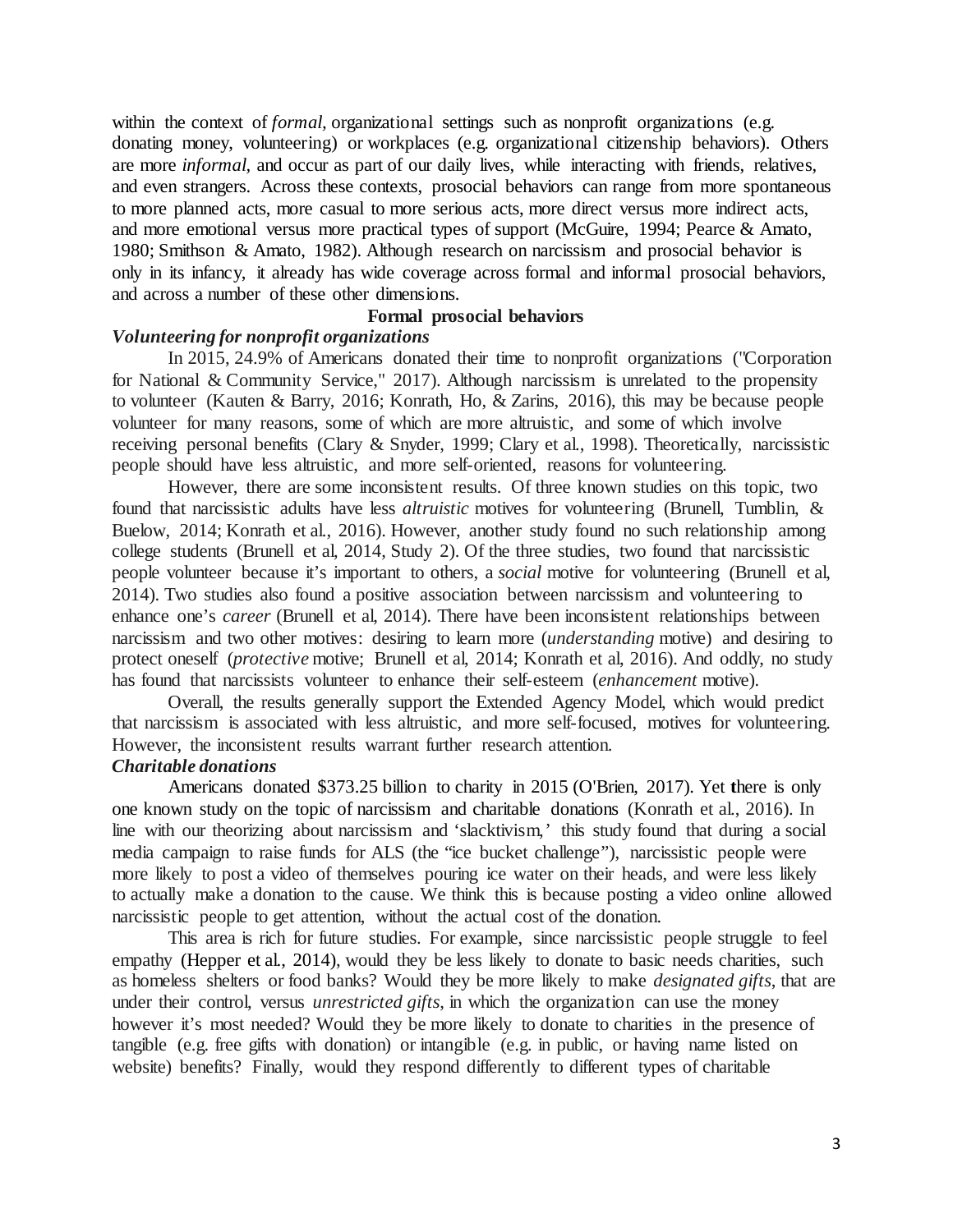within the context of *formal*, organizational settings such as nonprofit organizations (e.g. donating money, volunteering) or workplaces (e.g. organizational citizenship behaviors). Others are more *informal*, and occur as part of our daily lives, while interacting with friends, relatives, and even strangers. Across these contexts, prosocial behaviors can range from more spontaneous to more planned acts, more casual to more serious acts, more direct versus more indirect acts, and more emotional versus more practical types of support (McGuire, 1994; Pearce & Amato, 1980; Smithson & Amato, 1982). Although research on narcissism and prosocial behavior is only in its infancy, it already has wide coverage across formal and informal prosocial behaviors, and across a number of these other dimensions.

## Formal prosocial behaviors

### *Volunteering for nonprofit organizations*

In 2015, 24.9% of Americans donated their time to nonprofit organizations ("Corporation for National & Community Service," 2017). Although narcissism is unrelated to the propensity to volunteer (Kauten & Barry, 2016; Konrath, Ho, & Zarins, 2016), this may be because people volunteer for many reasons, some of which are more altruistic, and some of which involve receiving personal benefits (Clary & Snyder, 1999; Clary et al., 1998). Theoretically, narcissistic people should have less altruistic, and more self-oriented, reasons for volunteering.

However, there are some inconsistent results. Of three known studies on this topic, two found that narcissistic adults have less *altruistic* motives for volunteering (Brunell, Tumblin, & Buelow, 2014; Konrath et al., 2016). However, another study found no such relationship among college students (Brunell et al, 2014, Study 2). Of the three studies, two found that narcissistic people volunteer because it's important to others, a *social* motive for volunteering (Brunell et al, 2014). Two studies also found a positive association between narcissism and volunteering to enhance one's *career* (Brunell et al, 2014). There have been inconsistent relationships between narcissism and two other motives: desiring to learn more (*understanding* motive) and desiring to protect oneself (*protective* motive; Brunell et al, 2014; Konrath et al, 2016). And oddly, no study has found that narcissists volunteer to enhance their self-esteem (*enhancement* motive).

Overall, the results generally support the Extended Agency Model, which would predict that narcissism is associated with less altruistic, and more self-focused, motives for volunteering. However, the inconsistent results warrant further research attention.

### *Charitable donations*

Americans donated $373.25 billion to charity in 2015 (O'Brien, 2017). Yet there is only one known study on the topic of narcissism and charitable donations (Konrath et al., 2016). In line with our theorizing about narcissism and 'slacktivism,' this study found that during a social media campaign to raise funds for ALS (the "ice bucket challenge"), narcissistic people were more likely to post a video of themselves pouring ice water on their heads, and were less likely to actually make a donation to the cause. We think this is because posting a video online allowed narcissistic people to get attention, without the actual cost of the donation.

This area is rich for future studies. For example, since narcissistic people struggle to feel empathy (Hepper et al., 2014), would they be less likely to donate to basic needs charities, such as homeless shelters or food banks? Would they be more likely to make *designated gifts*, that are under their control, versus *unrestricted gifts*, in which the organization can use the money however it's most needed? Would they be more likely to donate to charities in the presence of tangible (e.g. free gifts with donation) or intangible (e.g. in public, or having name listed on website) benefits? Finally, would they respond differently to different types of charitable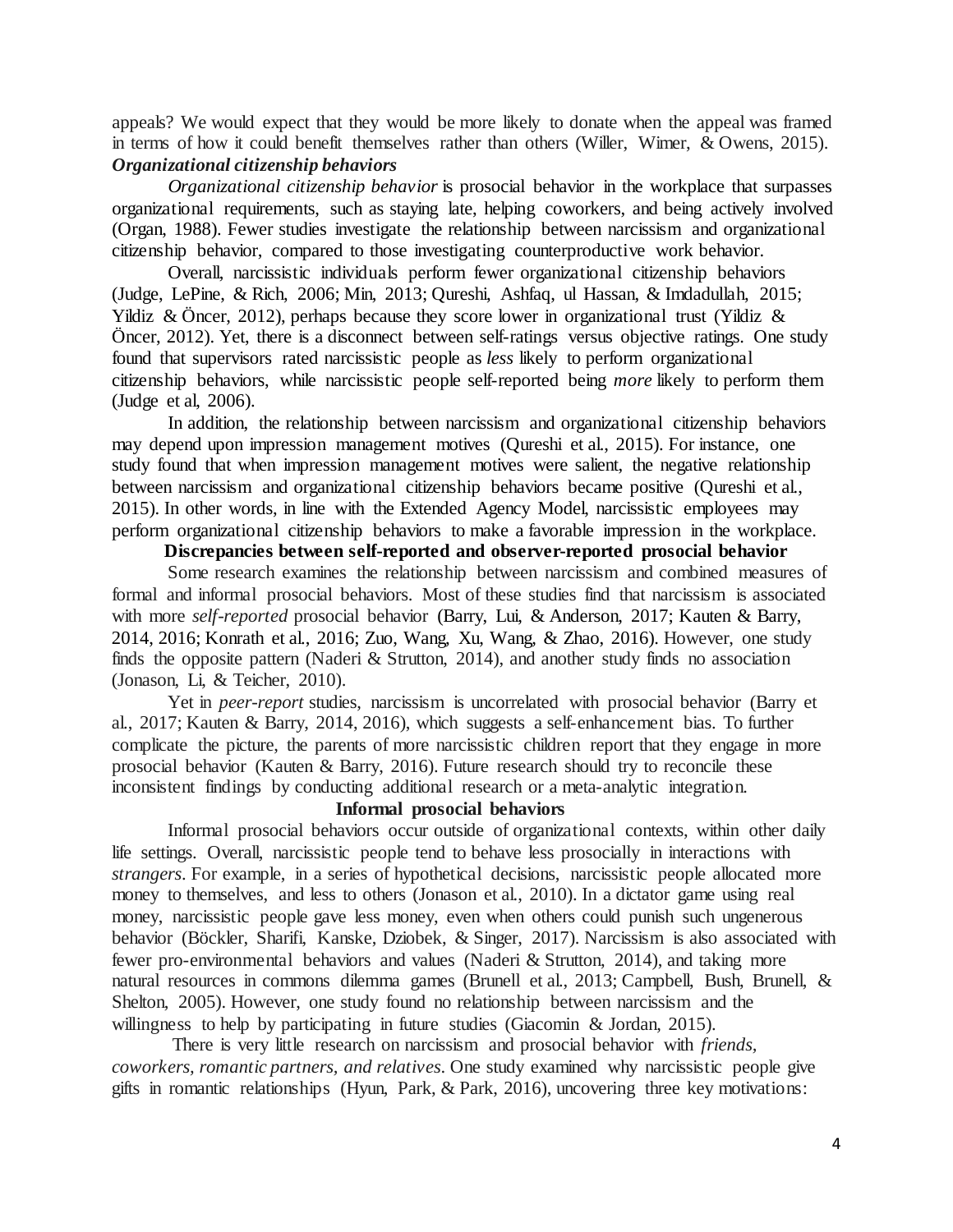appeals? We would expect that they would be more likely to donate when the appeal was framed in terms of how it could benefit themselves rather than others (Willer, Wimer, & Owens, 2015).

***Organizational citizenship behaviors***

*Organizational citizenship behavior* is prosocial behavior in the workplace that surpasses organizational requirements, such as staying late, helping coworkers, and being actively involved (Organ, 1988). Fewer studies investigate the relationship between narcissism and organizational citizenship behavior, compared to those investigating counterproductive work behavior.

Overall, narcissistic individuals perform fewer organizational citizenship behaviors (Judge, LePine, & Rich, 2006; Min, 2013; Qureshi, Ashfaq, ul Hassan, & Imdadullah, 2015; Yildiz & Öncer, 2012), perhaps because they score lower in organizational trust (Yildiz & Öncer, 2012). Yet, there is a disconnect between self-ratings versus objective ratings. One study found that supervisors rated narcissistic people as *less* likely to perform organizational citizenship behaviors, while narcissistic people self-reported being *more* likely to perform them (Judge et al, 2006).

In addition, the relationship between narcissism and organizational citizenship behaviors may depend upon impression management motives (Qureshi et al., 2015). For instance, one study found that when impression management motives were salient, the negative relationship between narcissism and organizational citizenship behaviors became positive (Qureshi et al., 2015). In other words, in line with the Extended Agency Model, narcissistic employees may perform organizational citizenship behaviors to make a favorable impression in the workplace.

**Discrepancies between self-reported and observer-reported prosocial behavior**

Some research examines the relationship between narcissism and combined measures of formal and informal prosocial behaviors. Most of these studies find that narcissism is associated with more *self-reported* prosocial behavior (Barry, Lui, & Anderson, 2017; Kauten & Barry, 2014, 2016; Konrath et al., 2016; Zuo, Wang, Xu, Wang, & Zhao, 2016). However, one study finds the opposite pattern (Naderi & Strutton, 2014), and another study finds no association (Jonason, Li, & Teicher, 2010).

Yet in *peer-report* studies, narcissism is uncorrelated with prosocial behavior (Barry et al., 2017; Kauten & Barry, 2014, 2016), which suggests a self-enhancement bias. To further complicate the picture, the parents of more narcissistic children report that they engage in more prosocial behavior (Kauten & Barry, 2016). Future research should try to reconcile these inconsistent findings by conducting additional research or a meta-analytic integration.

**Informal prosocial behaviors**

Informal prosocial behaviors occur outside of organizational contexts, within other daily life settings. Overall, narcissistic people tend to behave less prosocially in interactions with *strangers*. For example, in a series of hypothetical decisions, narcissistic people allocated more money to themselves, and less to others (Jonason et al., 2010). In a dictator game using real money, narcissistic people gave less money, even when others could punish such ungenerous behavior (Böckler, Sharifi, Kanske, Dziobek, & Singer, 2017). Narcissism is also associated with fewer pro-environmental behaviors and values (Naderi & Strutton, 2014), and taking more natural resources in commons dilemma games (Brunell et al., 2013; Campbell, Bush, Brunell, & Shelton, 2005). However, one study found no relationship between narcissism and the willingness to help by participating in future studies (Giacomin & Jordan, 2015).

There is very little research on narcissism and prosocial behavior with *friends, coworkers, romantic partners, and relatives*. One study examined why narcissistic people give gifts in romantic relationships (Hyun, Park, & Park, 2016), uncovering three key motivations: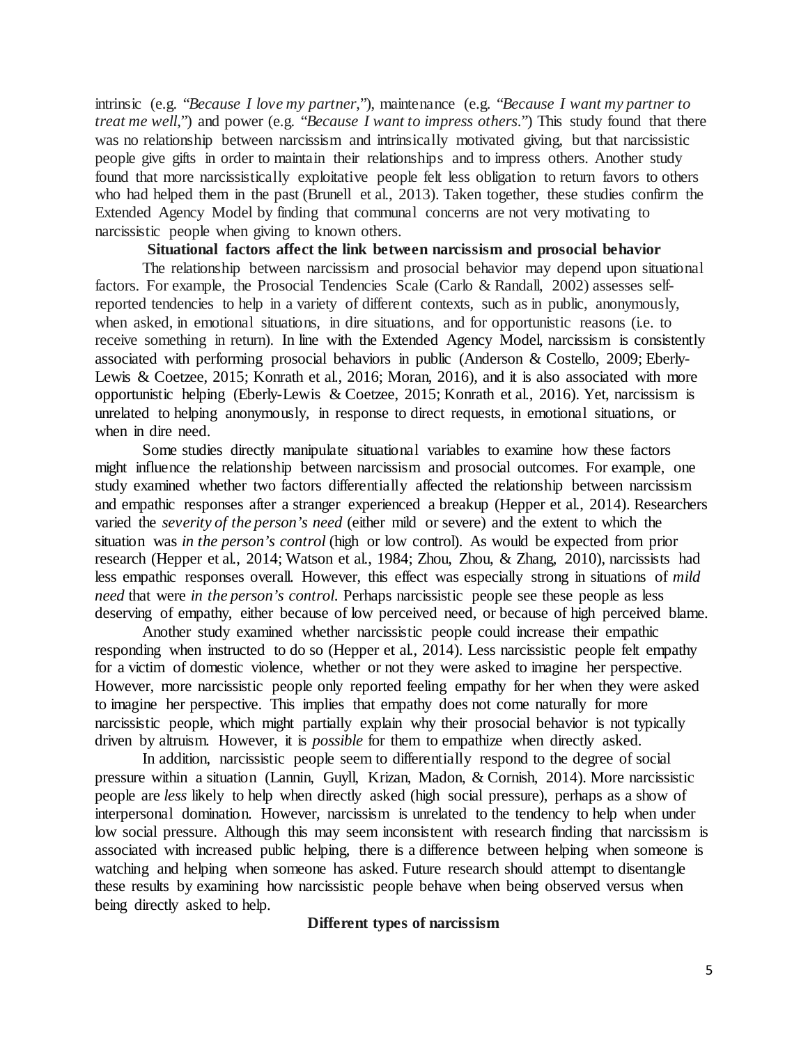intrinsic (e.g. *"Because I love my partner,"*), maintenance (e.g. *"Because I want my partner to treat me well,"*) and power (e.g. *"Because I want to impress others."*) This study found that there was no relationship between narcissism and intrinsically motivated giving, but that narcissistic people give gifts in order to maintain their relationships and to impress others. Another study found that more narcissistically exploitative people felt less obligation to return favors to others who had helped them in the past (Brunell et al., 2013). Taken together, these studies confirm the Extended Agency Model by finding that communal concerns are not very motivating to narcissistic people when giving to known others.

**Situational factors affect the link between narcissism and prosocial behavior**

The relationship between narcissism and prosocial behavior may depend upon situational factors. For example, the Prosocial Tendencies Scale (Carlo & Randall, 2002) assesses self-reported tendencies to help in a variety of different contexts, such as in public, anonymously, when asked, in emotional situations, in dire situations, and for opportunistic reasons (i.e. to receive something in return). In line with the Extended Agency Model, narcissism is consistently associated with performing prosocial behaviors in public (Anderson & Costello, 2009; Eberly-Lewis & Coetzee, 2015; Konrath et al., 2016; Moran, 2016), and it is also associated with more opportunistic helping (Eberly-Lewis & Coetzee, 2015; Konrath et al., 2016). Yet, narcissism is unrelated to helping anonymously, in response to direct requests, in emotional situations, or when in dire need.

Some studies directly manipulate situational variables to examine how these factors might influence the relationship between narcissism and prosocial outcomes. For example, one study examined whether two factors differentially affected the relationship between narcissism and empathic responses after a stranger experienced a breakup (Hepper et al., 2014). Researchers varied the *severity of the person's need* (either mild or severe) and the extent to which the situation was *in the person's control* (high or low control). As would be expected from prior research (Hepper et al., 2014; Watson et al., 1984; Zhou, Zhou, & Zhang, 2010), narcissists had less empathic responses overall. However, this effect was especially strong in situations of *mild need* that were *in the person's control*. Perhaps narcissistic people see these people as less deserving of empathy, either because of low perceived need, or because of high perceived blame.

Another study examined whether narcissistic people could increase their empathic responding when instructed to do so (Hepper et al., 2014). Less narcissistic people felt empathy for a victim of domestic violence, whether or not they were asked to imagine her perspective. However, more narcissistic people only reported feeling empathy for her when they were asked to imagine her perspective. This implies that empathy does not come naturally for more narcissistic people, which might partially explain why their prosocial behavior is not typically driven by altruism. However, it is *possible* for them to empathize when directly asked.

In addition, narcissistic people seem to differentially respond to the degree of social pressure within a situation (Lannin, Guyll, Krizan, Madon, & Cornish, 2014). More narcissistic people are *less* likely to help when directly asked (high social pressure), perhaps as a show of interpersonal domination. However, narcissism is unrelated to the tendency to help when under low social pressure. Although this may seem inconsistent with research finding that narcissism is associated with increased public helping, there is a difference between helping when someone is watching and helping when someone has asked. Future research should attempt to disentangle these results by examining how narcissistic people behave when being observed versus when being directly asked to help.

**Different types of narcissism**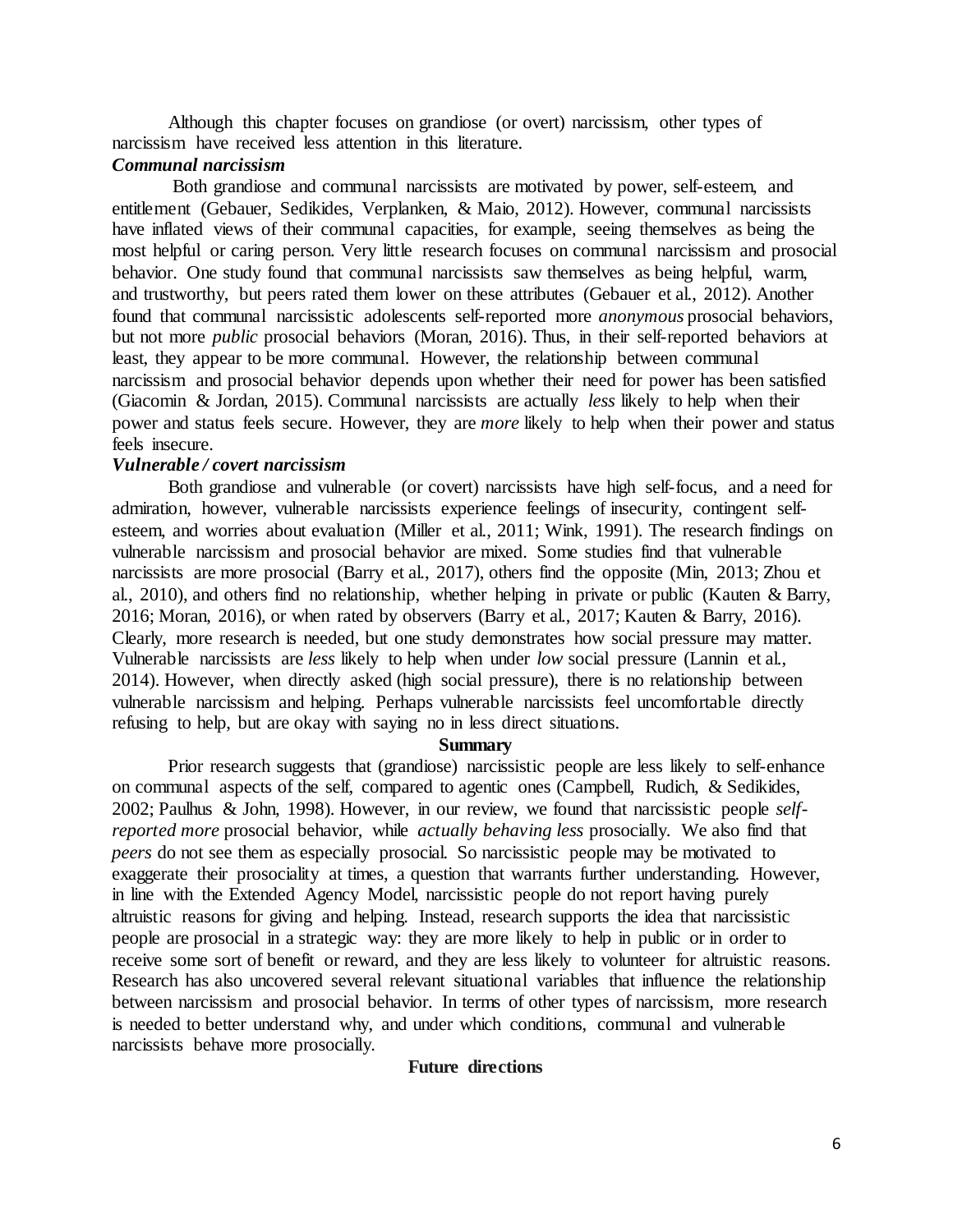Although this chapter focuses on grandiose (or overt) narcissism, other types of narcissism have received less attention in this literature.

### *Communal narcissism*

Both grandiose and communal narcissists are motivated by power, self-esteem, and entitlement (Gebauer, Sedikides, Verplanken, & Maio, 2012). However, communal narcissists have inflated views of their communal capacities, for example, seeing themselves as being the most helpful or caring person. Very little research focuses on communal narcissism and prosocial behavior. One study found that communal narcissists saw themselves as being helpful, warm, and trustworthy, but peers rated them lower on these attributes (Gebauer et al., 2012). Another found that communal narcissistic adolescents self-reported more *anonymous* prosocial behaviors, but not more *public* prosocial behaviors (Moran, 2016). Thus, in their self-reported behaviors at least, they appear to be more communal. However, the relationship between communal narcissism and prosocial behavior depends upon whether their need for power has been satisfied (Giacomin & Jordan, 2015). Communal narcissists are actually *less* likely to help when their power and status feels secure. However, they are *more* likely to help when their power and status feels insecure.

### *Vulnerable / covert narcissism*

Both grandiose and vulnerable (or covert) narcissists have high self-focus, and a need for admiration, however, vulnerable narcissists experience feelings of insecurity, contingent self-esteem, and worries about evaluation (Miller et al., 2011; Wink, 1991). The research findings on vulnerable narcissism and prosocial behavior are mixed. Some studies find that vulnerable narcissists are more prosocial (Barry et al., 2017), others find the opposite (Min, 2013; Zhou et al., 2010), and others find no relationship, whether helping in private or public (Kauten & Barry, 2016; Moran, 2016), or when rated by observers (Barry et al., 2017; Kauten & Barry, 2016). Clearly, more research is needed, but one study demonstrates how social pressure may matter. Vulnerable narcissists are *less* likely to help when under *low* social pressure (Lannin et al., 2014). However, when directly asked (high social pressure), there is no relationship between vulnerable narcissism and helping. Perhaps vulnerable narcissists feel uncomfortable directly refusing to help, but are okay with saying no in less direct situations.

## Summary

Prior research suggests that (grandiose) narcissistic people are less likely to self-enhance on communal aspects of the self, compared to agentic ones (Campbell, Rudich, & Sedikides, 2002; Paulhus & John, 1998). However, in our review, we found that narcissistic people *self-reported more* prosocial behavior, while *actually behaving less* prosocially. We also find that *peers* do not see them as especially prosocial. So narcissistic people may be motivated to exaggerate their prosociality at times, a question that warrants further understanding. However, in line with the Extended Agency Model, narcissistic people do not report having purely altruistic reasons for giving and helping. Instead, research supports the idea that narcissistic people are prosocial in a strategic way: they are more likely to help in public or in order to receive some sort of benefit or reward, and they are less likely to volunteer for altruistic reasons. Research has also uncovered several relevant situational variables that influence the relationship between narcissism and prosocial behavior. In terms of other types of narcissism, more research is needed to better understand why, and under which conditions, communal and vulnerable narcissists behave more prosocially.

## Future directions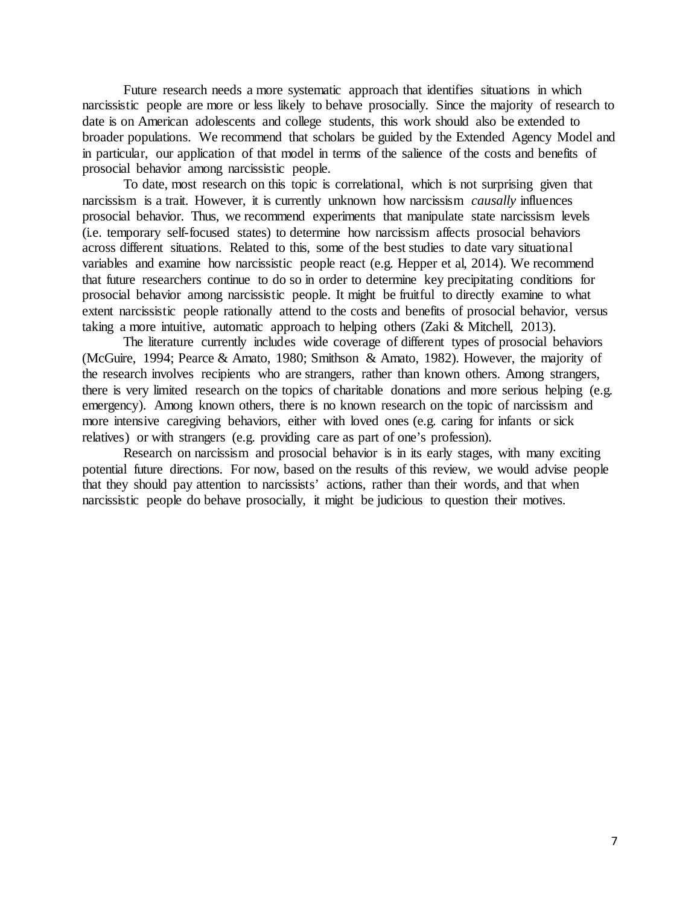Future research needs a more systematic approach that identifies situations in which narcissistic people are more or less likely to behave prosocially. Since the majority of research to date is on American adolescents and college students, this work should also be extended to broader populations. We recommend that scholars be guided by the Extended Agency Model and in particular, our application of that model in terms of the salience of the costs and benefits of prosocial behavior among narcissistic people.

To date, most research on this topic is correlational, which is not surprising given that narcissism is a trait. However, it is currently unknown how narcissism *causally* influences prosocial behavior. Thus, we recommend experiments that manipulate state narcissism levels (i.e. temporary self-focused states) to determine how narcissism affects prosocial behaviors across different situations. Related to this, some of the best studies to date vary situational variables and examine how narcissistic people react (e.g. Hepper et al, 2014). We recommend that future researchers continue to do so in order to determine key precipitating conditions for prosocial behavior among narcissistic people. It might be fruitful to directly examine to what extent narcissistic people rationally attend to the costs and benefits of prosocial behavior, versus taking a more intuitive, automatic approach to helping others (Zaki & Mitchell, 2013).

The literature currently includes wide coverage of different types of prosocial behaviors (McGuire, 1994; Pearce & Amato, 1980; Smithson & Amato, 1982). However, the majority of the research involves recipients who are strangers, rather than known others. Among strangers, there is very limited research on the topics of charitable donations and more serious helping (e.g. emergency). Among known others, there is no known research on the topic of narcissism and more intensive caregiving behaviors, either with loved ones (e.g. caring for infants or sick relatives) or with strangers (e.g. providing care as part of one's profession).

Research on narcissism and prosocial behavior is in its early stages, with many exciting potential future directions. For now, based on the results of this review, we would advise people that they should pay attention to narcissists' actions, rather than their words, and that when narcissistic people do behave prosocially, it might be judicious to question their motives.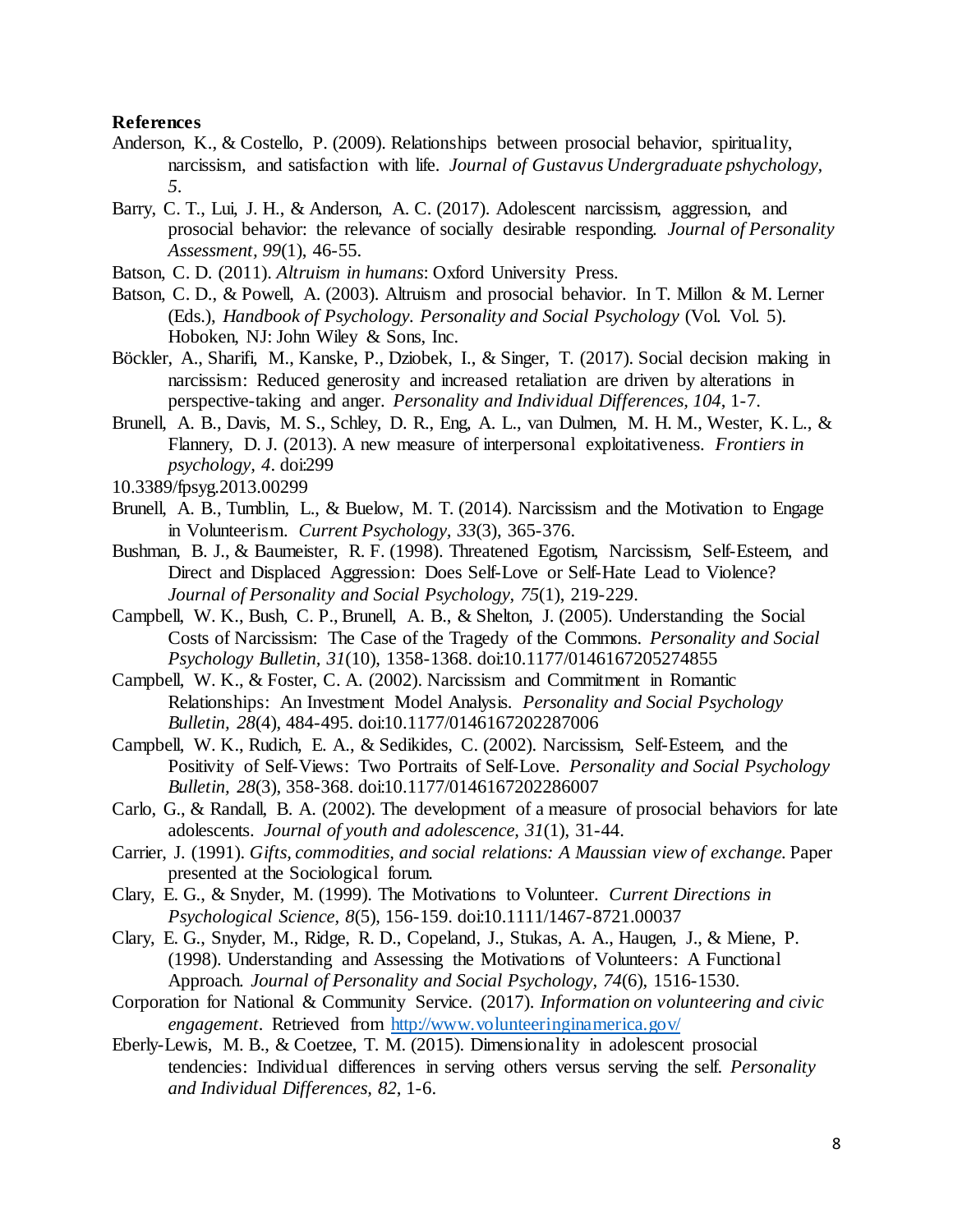**References**

Anderson, K., & Costello, P. (2009). Relationships between prosocial behavior, spirituality, narcissism, and satisfaction with life. *Journal of Gustavus Undergraduate pshychology, 5*.

Barry, C. T., Lui, J. H., & Anderson, A. C. (2017). Adolescent narcissism, aggression, and prosocial behavior: the relevance of socially desirable responding. *Journal of Personality Assessment*, *99*(1), 46-55.

Batson, C. D. (2011). *Altruism in humans*: Oxford University Press.

Batson, C. D., & Powell, A. (2003). Altruism and prosocial behavior. In T. Millon & M. Lerner (Eds.), *Handbook of Psychology. Personality and Social Psychology* (Vol. Vol. 5). Hoboken, NJ: John Wiley & Sons, Inc.

Böckler, A., Sharifi, M., Kanske, P., Dziobek, I., & Singer, T. (2017). Social decision making in narcissism: Reduced generosity and increased retaliation are driven by alterations in perspective-taking and anger. *Personality and Individual Differences, 104*, 1-7.

Brunell, A. B., Davis, M. S., Schley, D. R., Eng, A. L., van Dulmen, M. H. M., Wester, K. L., & Flannery, D. J. (2013). A new measure of interpersonal exploitativeness. *Frontiers in psychology, 4*. doi:299
10.3389/fpsyg.2013.00299

Brunell, A. B., Tumblin, L., & Buelow, M. T. (2014). Narcissism and the Motivation to Engage in Volunteerism. *Current Psychology, 33*(3), 365-376.

Bushman, B. J., & Baumeister, R. F. (1998). Threatened Egotism, Narcissism, Self-Esteem, and Direct and Displaced Aggression: Does Self-Love or Self-Hate Lead to Violence? *Journal of Personality and Social Psychology, 75*(1), 219-229.

Campbell, W. K., Bush, C. P., Brunell, A. B., & Shelton, J. (2005). Understanding the Social Costs of Narcissism: The Case of the Tragedy of the Commons. *Personality and Social Psychology Bulletin, 31*(10), 1358-1368. doi:10.1177/0146167205274855

Campbell, W. K., & Foster, C. A. (2002). Narcissism and Commitment in Romantic Relationships: An Investment Model Analysis. *Personality and Social Psychology Bulletin, 28*(4), 484-495. doi:10.1177/0146167202287006

Campbell, W. K., Rudich, E. A., & Sedikides, C. (2002). Narcissism, Self-Esteem, and the Positivity of Self-Views: Two Portraits of Self-Love. *Personality and Social Psychology Bulletin, 28*(3), 358-368. doi:10.1177/0146167202286007

Carlo, G., & Randall, B. A. (2002). The development of a measure of prosocial behaviors for late adolescents. *Journal of youth and adolescence, 31*(1), 31-44.

Carrier, J. (1991). *Gifts, commodities, and social relations: A Maussian view of exchange.* Paper presented at the Sociological forum.

Clary, E. G., & Snyder, M. (1999). The Motivations to Volunteer. *Current Directions in Psychological Science, 8*(5), 156-159. doi:10.1111/1467-8721.00037

Clary, E. G., Snyder, M., Ridge, R. D., Copeland, J., Stukas, A. A., Haugen, J., & Miene, P. (1998). Understanding and Assessing the Motivations of Volunteers: A Functional Approach. *Journal of Personality and Social Psychology, 74*(6), 1516-1530.

Corporation for National & Community Service. (2017). *Information on volunteering and civic engagement*. Retrieved from http://www.volunteeringinamerica.gov/

Eberly-Lewis, M. B., & Coetzee, T. M. (2015). Dimensionality in adolescent prosocial tendencies: Individual differences in serving others versus serving the self. *Personality and Individual Differences, 82*, 1-6.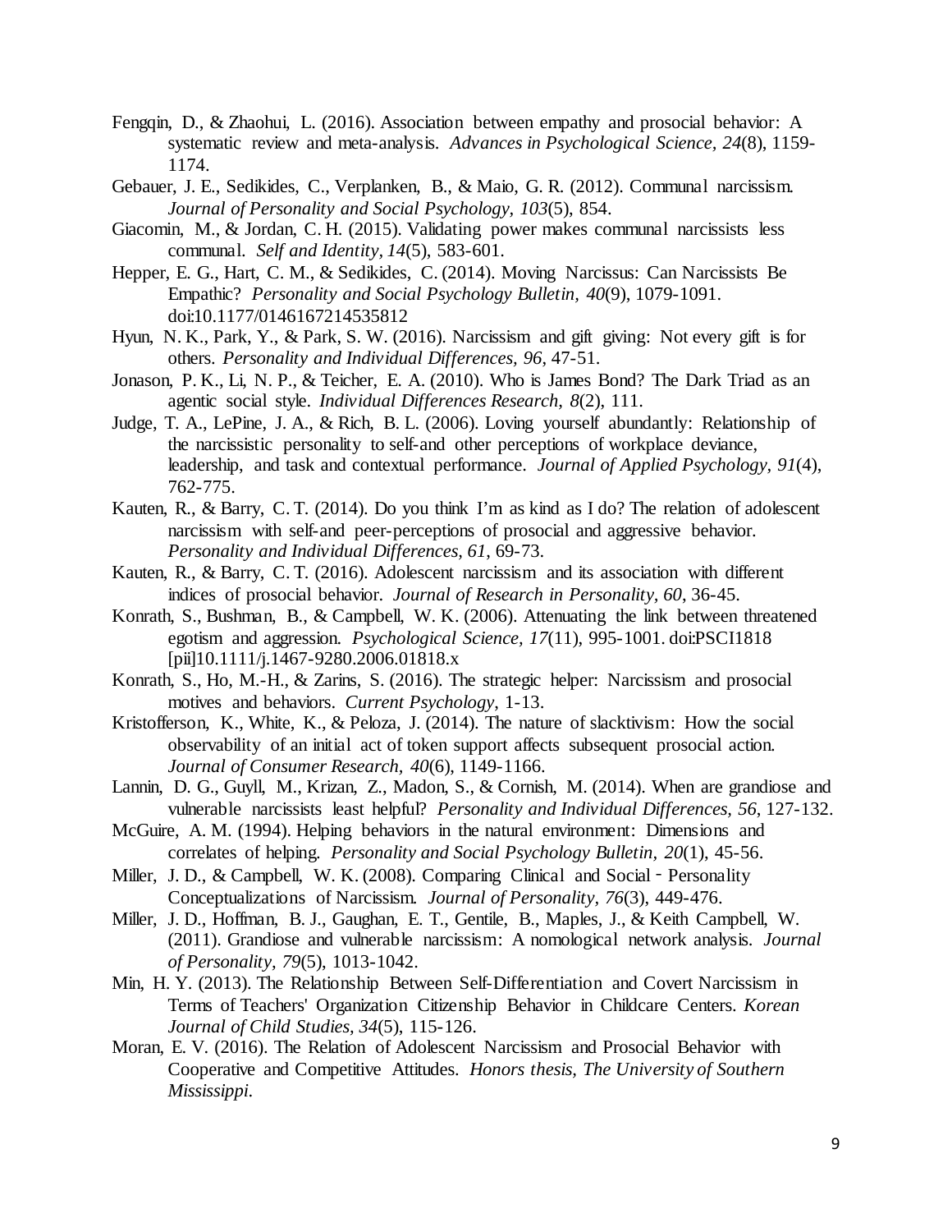Fengqin, D., & Zhaohui, L. (2016). Association between empathy and prosocial behavior: A systematic review and meta-analysis. *Advances in Psychological Science, 24*(8), 1159-1174.

Gebauer, J. E., Sedikides, C., Verplanken, B., & Maio, G. R. (2012). Communal narcissism. *Journal of Personality and Social Psychology, 103*(5), 854.

Giacomin, M., & Jordan, C. H. (2015). Validating power makes communal narcissists less communal. *Self and Identity, 14*(5), 583-601.

Hepper, E. G., Hart, C. M., & Sedikides, C. (2014). Moving Narcissus: Can Narcissists Be Empathic? *Personality and Social Psychology Bulletin, 40*(9), 1079-1091. doi:10.1177/0146167214535812

Hyun, N. K., Park, Y., & Park, S. W. (2016). Narcissism and gift giving: Not every gift is for others. *Personality and Individual Differences, 96*, 47-51.

Jonason, P. K., Li, N. P., & Teicher, E. A. (2010). Who is James Bond? The Dark Triad as an agentic social style. *Individual Differences Research, 8*(2), 111.

Judge, T. A., LePine, J. A., & Rich, B. L. (2006). Loving yourself abundantly: Relationship of the narcissistic personality to self-and other perceptions of workplace deviance, leadership, and task and contextual performance. *Journal of Applied Psychology, 91*(4), 762-775.

Kauten, R., & Barry, C. T. (2014). Do you think I'm as kind as I do? The relation of adolescent narcissism with self-and peer-perceptions of prosocial and aggressive behavior. *Personality and Individual Differences, 61*, 69-73.

Kauten, R., & Barry, C. T. (2016). Adolescent narcissism and its association with different indices of prosocial behavior. *Journal of Research in Personality, 60*, 36-45.

Konrath, S., Bushman, B., & Campbell, W. K. (2006). Attenuating the link between threatened egotism and aggression. *Psychological Science, 17*(11), 995-1001. doi:PSCI1818 [pii]10.1111/j.1467-9280.2006.01818.x

Konrath, S., Ho, M.-H., & Zarins, S. (2016). The strategic helper: Narcissism and prosocial motives and behaviors. *Current Psychology*, 1-13.

Kristofferson, K., White, K., & Peloza, J. (2014). The nature of slacktivism: How the social observability of an initial act of token support affects subsequent prosocial action. *Journal of Consumer Research, 40*(6), 1149-1166.

Lannin, D. G., Guyll, M., Krizan, Z., Madon, S., & Cornish, M. (2014). When are grandiose and vulnerable narcissists least helpful? *Personality and Individual Differences, 56*, 127-132.

McGuire, A. M. (1994). Helping behaviors in the natural environment: Dimensions and correlates of helping. *Personality and Social Psychology Bulletin, 20*(1), 45-56.

Miller, J. D., & Campbell, W. K. (2008). Comparing Clinical and Social‐Personality Conceptualizations of Narcissism. *Journal of Personality, 76*(3), 449-476.

Miller, J. D., Hoffman, B. J., Gaughan, E. T., Gentile, B., Maples, J., & Keith Campbell, W. (2011). Grandiose and vulnerable narcissism: A nomological network analysis. *Journal of Personality, 79*(5), 1013-1042.

Min, H. Y. (2013). The Relationship Between Self-Differentiation and Covert Narcissism in Terms of Teachers' Organization Citizenship Behavior in Childcare Centers. *Korean Journal of Child Studies, 34*(5), 115-126.

Moran, E. V. (2016). The Relation of Adolescent Narcissism and Prosocial Behavior with Cooperative and Competitive Attitudes. *Honors thesis, The University of Southern Mississippi.*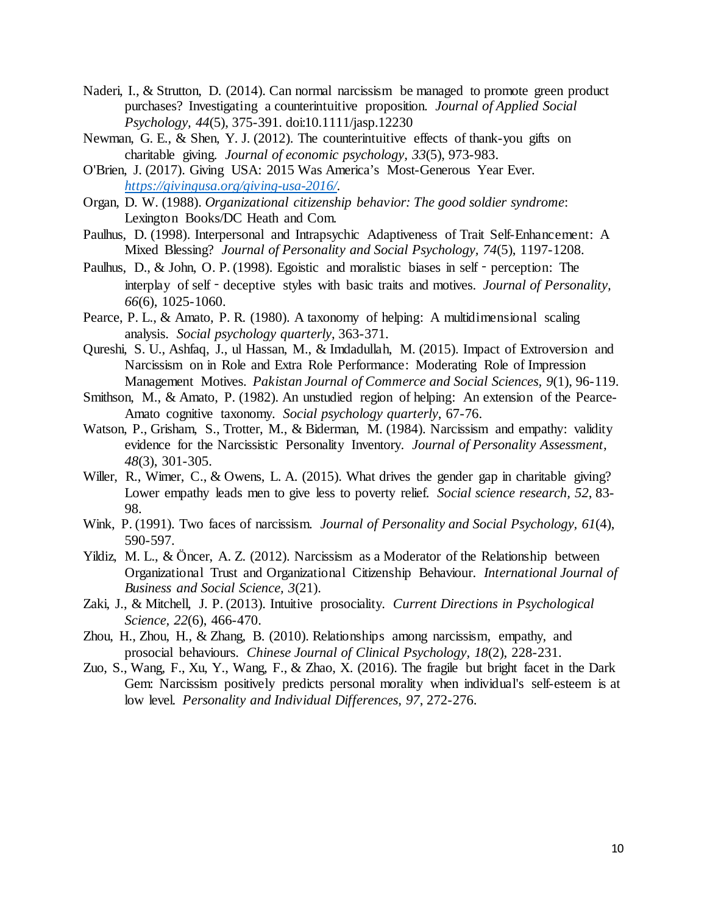Naderi, I., & Strutton, D. (2014). Can normal narcissism be managed to promote green product purchases? Investigating a counterintuitive proposition. *Journal of Applied Social Psychology, 44*(5), 375-391. doi:10.1111/jasp.12230

Newman, G. E., & Shen, Y. J. (2012). The counterintuitive effects of thank-you gifts on charitable giving. *Journal of economic psychology, 33*(5), 973-983.

O'Brien, J. (2017). Giving USA: 2015 Was America's Most-Generous Year Ever. *https://givingusa.org/giving-usa-2016/*.

Organ, D. W. (1988). *Organizational citizenship behavior: The good soldier syndrome*: Lexington Books/DC Heath and Com.

Paulhus, D. (1998). Interpersonal and Intrapsychic Adaptiveness of Trait Self-Enhancement: A Mixed Blessing? *Journal of Personality and Social Psychology, 74*(5), 1197-1208.

Paulhus, D., & John, O. P. (1998). Egoistic and moralistic biases in self‐perception: The interplay of self‐deceptive styles with basic traits and motives. *Journal of Personality, 66*(6), 1025-1060.

Pearce, P. L., & Amato, P. R. (1980). A taxonomy of helping: A multidimensional scaling analysis. *Social psychology quarterly*, 363-371.

Qureshi, S. U., Ashfaq, J., ul Hassan, M., & Imdadullah, M. (2015). Impact of Extroversion and Narcissism on in Role and Extra Role Performance: Moderating Role of Impression Management Motives. *Pakistan Journal of Commerce and Social Sciences, 9*(1), 96-119.

Smithson, M., & Amato, P. (1982). An unstudied region of helping: An extension of the Pearce-Amato cognitive taxonomy. *Social psychology quarterly*, 67-76.

Watson, P., Grisham, S., Trotter, M., & Biderman, M. (1984). Narcissism and empathy: validity evidence for the Narcissistic Personality Inventory. *Journal of Personality Assessment, 48*(3), 301-305.

Willer, R., Wimer, C., & Owens, L. A. (2015). What drives the gender gap in charitable giving? Lower empathy leads men to give less to poverty relief. *Social science research, 52*, 83-98.

Wink, P. (1991). Two faces of narcissism. *Journal of Personality and Social Psychology, 61*(4), 590-597.

Yildiz, M. L., & Öncer, A. Z. (2012). Narcissism as a Moderator of the Relationship between Organizational Trust and Organizational Citizenship Behaviour. *International Journal of Business and Social Science, 3*(21).

Zaki, J., & Mitchell, J. P. (2013). Intuitive prosociality. *Current Directions in Psychological Science, 22*(6), 466-470.

Zhou, H., Zhou, H., & Zhang, B. (2010). Relationships among narcissism, empathy, and prosocial behaviours. *Chinese Journal of Clinical Psychology, 18*(2), 228-231.

Zuo, S., Wang, F., Xu, Y., Wang, F., & Zhao, X. (2016). The fragile but bright facet in the Dark Gem: Narcissism positively predicts personal morality when individual's self-esteem is at low level. *Personality and Individual Differences, 97*, 272-276.